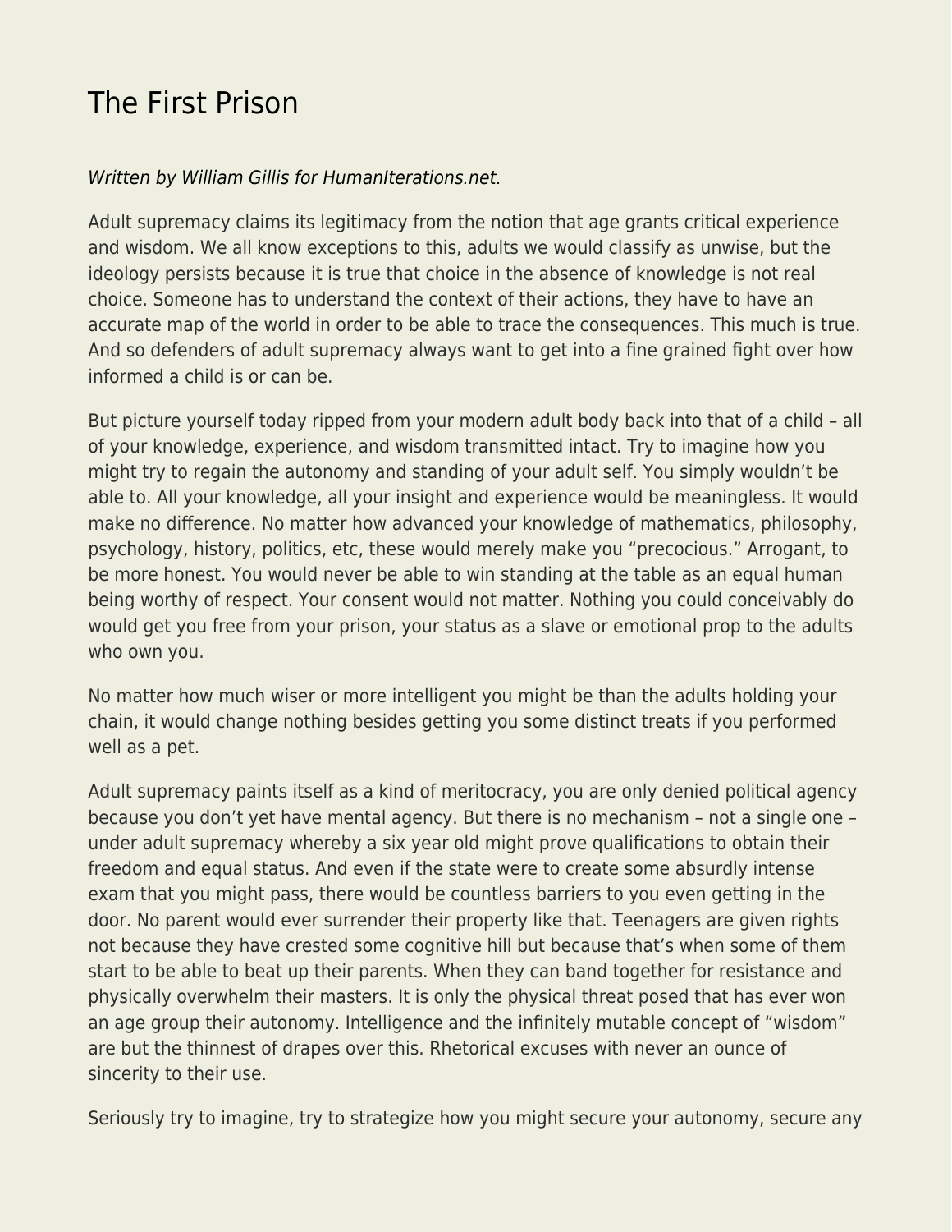# The First Prison

*Written by William Gillis for HumanIterations.net.*

Adult supremacy claims its legitimacy from the notion that age grants critical experience and wisdom. We all know exceptions to this, adults we would classify as unwise, but the ideology persists because it is true that choice in the absence of knowledge is not real choice. Someone has to understand the context of their actions, they have to have an accurate map of the world in order to be able to trace the consequences. This much is true. And so defenders of adult supremacy always want to get into a fine grained fight over how informed a child is or can be.

But picture yourself today ripped from your modern adult body back into that of a child – all of your knowledge, experience, and wisdom transmitted intact. Try to imagine how you might try to regain the autonomy and standing of your adult self. You simply wouldn't be able to. All your knowledge, all your insight and experience would be meaningless. It would make no difference. No matter how advanced your knowledge of mathematics, philosophy, psychology, history, politics, etc, these would merely make you "precocious." Arrogant, to be more honest. You would never be able to win standing at the table as an equal human being worthy of respect. Your consent would not matter. Nothing you could conceivably do would get you free from your prison, your status as a slave or emotional prop to the adults who own you.

No matter how much wiser or more intelligent you might be than the adults holding your chain, it would change nothing besides getting you some distinct treats if you performed well as a pet.

Adult supremacy paints itself as a kind of meritocracy, you are only denied political agency because you don't yet have mental agency. But there is no mechanism – not a single one – under adult supremacy whereby a six year old might prove qualifications to obtain their freedom and equal status. And even if the state were to create some absurdly intense exam that you might pass, there would be countless barriers to you even getting in the door. No parent would ever surrender their property like that. Teenagers are given rights not because they have crested some cognitive hill but because that's when some of them start to be able to beat up their parents. When they can band together for resistance and physically overwhelm their masters. It is only the physical threat posed that has ever won an age group their autonomy. Intelligence and the infinitely mutable concept of "wisdom" are but the thinnest of drapes over this. Rhetorical excuses with never an ounce of sincerity to their use.

Seriously try to imagine, try to strategize how you might secure your autonomy, secure any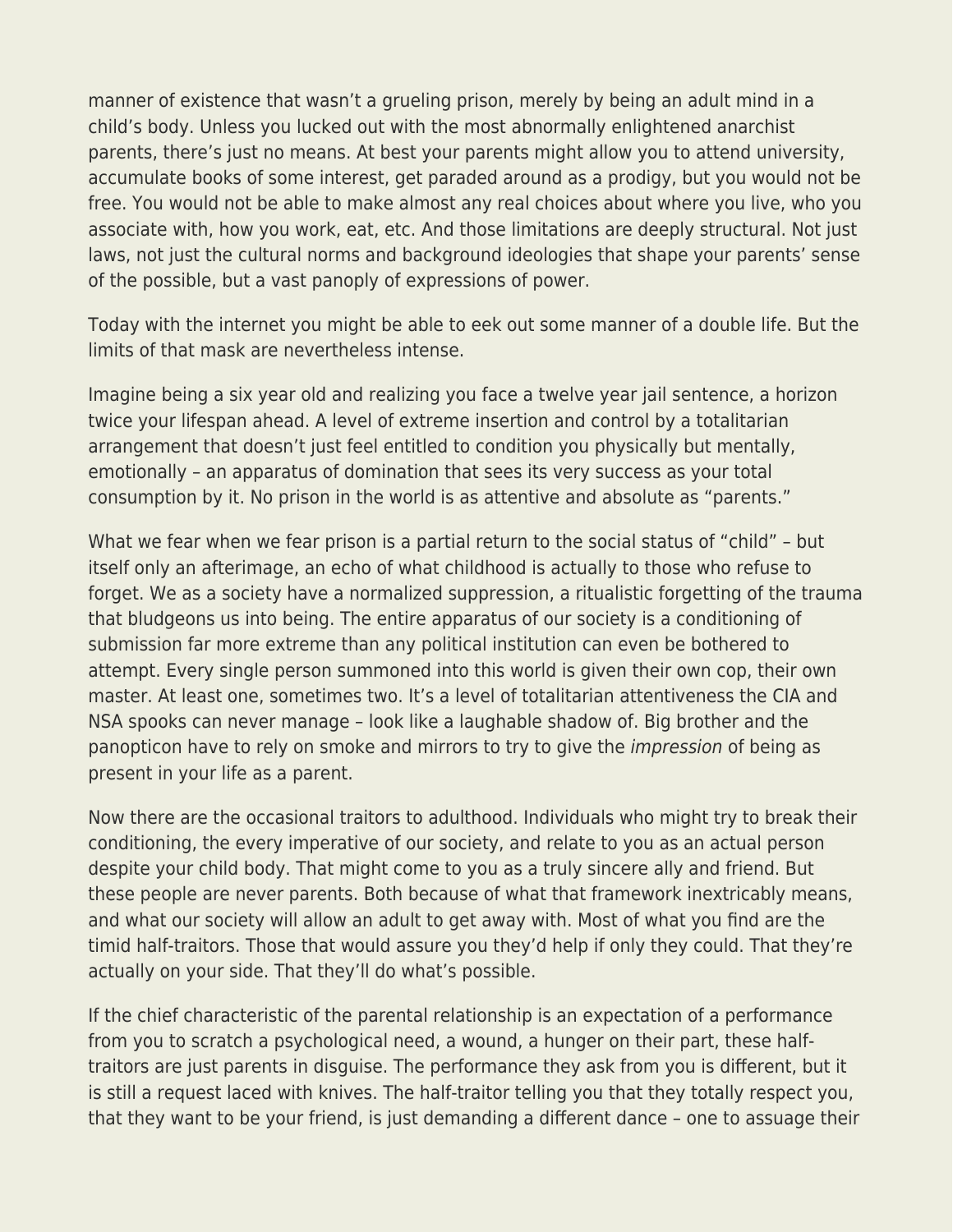manner of existence that wasn't a grueling prison, merely by being an adult mind in a child's body. Unless you lucked out with the most abnormally enlightened anarchist parents, there's just no means. At best your parents might allow you to attend university, accumulate books of some interest, get paraded around as a prodigy, but you would not be free. You would not be able to make almost any real choices about where you live, who you associate with, how you work, eat, etc. And those limitations are deeply structural. Not just laws, not just the cultural norms and background ideologies that shape your parents' sense of the possible, but a vast panoply of expressions of power.

Today with the internet you might be able to eek out some manner of a double life. But the limits of that mask are nevertheless intense.

Imagine being a six year old and realizing you face a twelve year jail sentence, a horizon twice your lifespan ahead. A level of extreme insertion and control by a totalitarian arrangement that doesn't just feel entitled to condition you physically but mentally, emotionally – an apparatus of domination that sees its very success as your total consumption by it. No prison in the world is as attentive and absolute as "parents."

What we fear when we fear prison is a partial return to the social status of "child" – but itself only an afterimage, an echo of what childhood is actually to those who refuse to forget. We as a society have a normalized suppression, a ritualistic forgetting of the trauma that bludgeons us into being. The entire apparatus of our society is a conditioning of submission far more extreme than any political institution can even be bothered to attempt. Every single person summoned into this world is given their own cop, their own master. At least one, sometimes two. It's a level of totalitarian attentiveness the CIA and NSA spooks can never manage – look like a laughable shadow of. Big brother and the panopticon have to rely on smoke and mirrors to try to give the *impression* of being as present in your life as a parent.

Now there are the occasional traitors to adulthood. Individuals who might try to break their conditioning, the every imperative of our society, and relate to you as an actual person despite your child body. That might come to you as a truly sincere ally and friend. But these people are never parents. Both because of what that framework inextricably means, and what our society will allow an adult to get away with. Most of what you find are the timid half-traitors. Those that would assure you they'd help if only they could. That they're actually on your side. That they'll do what's possible.

If the chief characteristic of the parental relationship is an expectation of a performance from you to scratch a psychological need, a wound, a hunger on their part, these half-traitors are just parents in disguise. The performance they ask from you is different, but it is still a request laced with knives. The half-traitor telling you that they totally respect you, that they want to be your friend, is just demanding a different dance – one to assuage their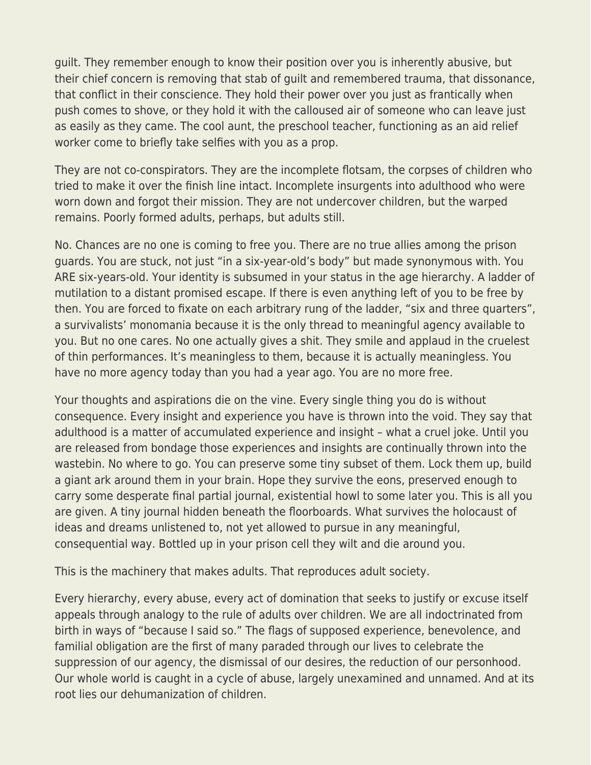guilt. They remember enough to know their position over you is inherently abusive, but their chief concern is removing that stab of guilt and remembered trauma, that dissonance, that conflict in their conscience. They hold their power over you just as frantically when push comes to shove, or they hold it with the calloused air of someone who can leave just as easily as they came. The cool aunt, the preschool teacher, functioning as an aid relief worker come to briefly take selfies with you as a prop.

They are not co-conspirators. They are the incomplete flotsam, the corpses of children who tried to make it over the finish line intact. Incomplete insurgents into adulthood who were worn down and forgot their mission. They are not undercover children, but the warped remains. Poorly formed adults, perhaps, but adults still.

No. Chances are no one is coming to free you. There are no true allies among the prison guards. You are stuck, not just "in a six-year-old's body" but made synonymous with. You ARE six-years-old. Your identity is subsumed in your status in the age hierarchy. A ladder of mutilation to a distant promised escape. If there is even anything left of you to be free by then. You are forced to fixate on each arbitrary rung of the ladder, "six and three quarters", a survivalists' monomania because it is the only thread to meaningful agency available to you. But no one cares. No one actually gives a shit. They smile and applaud in the cruelest of thin performances. It's meaningless to them, because it is actually meaningless. You have no more agency today than you had a year ago. You are no more free.

Your thoughts and aspirations die on the vine. Every single thing you do is without consequence. Every insight and experience you have is thrown into the void. They say that adulthood is a matter of accumulated experience and insight – what a cruel joke. Until you are released from bondage those experiences and insights are continually thrown into the wastebin. No where to go. You can preserve some tiny subset of them. Lock them up, build a giant ark around them in your brain. Hope they survive the eons, preserved enough to carry some desperate final partial journal, existential howl to some later you. This is all you are given. A tiny journal hidden beneath the floorboards. What survives the holocaust of ideas and dreams unlistened to, not yet allowed to pursue in any meaningful, consequential way. Bottled up in your prison cell they wilt and die around you.

This is the machinery that makes adults. That reproduces adult society.

Every hierarchy, every abuse, every act of domination that seeks to justify or excuse itself appeals through analogy to the rule of adults over children. We are all indoctrinated from birth in ways of "because I said so." The flags of supposed experience, benevolence, and familial obligation are the first of many paraded through our lives to celebrate the suppression of our agency, the dismissal of our desires, the reduction of our personhood. Our whole world is caught in a cycle of abuse, largely unexamined and unnamed. And at its root lies our dehumanization of children.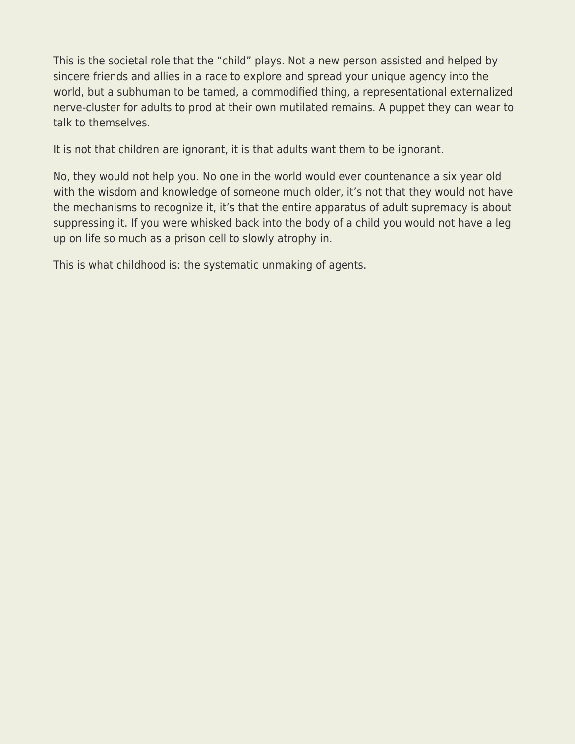This is the societal role that the “child” plays. Not a new person assisted and helped by sincere friends and allies in a race to explore and spread your unique agency into the world, but a subhuman to be tamed, a commodified thing, a representational externalized nerve-cluster for adults to prod at their own mutilated remains. A puppet they can wear to talk to themselves.

It is not that children are ignorant, it is that adults want them to be ignorant.

No, they would not help you. No one in the world would ever countenance a six year old with the wisdom and knowledge of someone much older, it’s not that they would not have the mechanisms to recognize it, it’s that the entire apparatus of adult supremacy is about suppressing it. If you were whisked back into the body of a child you would not have a leg up on life so much as a prison cell to slowly atrophy in.

This is what childhood is: the systematic unmaking of agents.